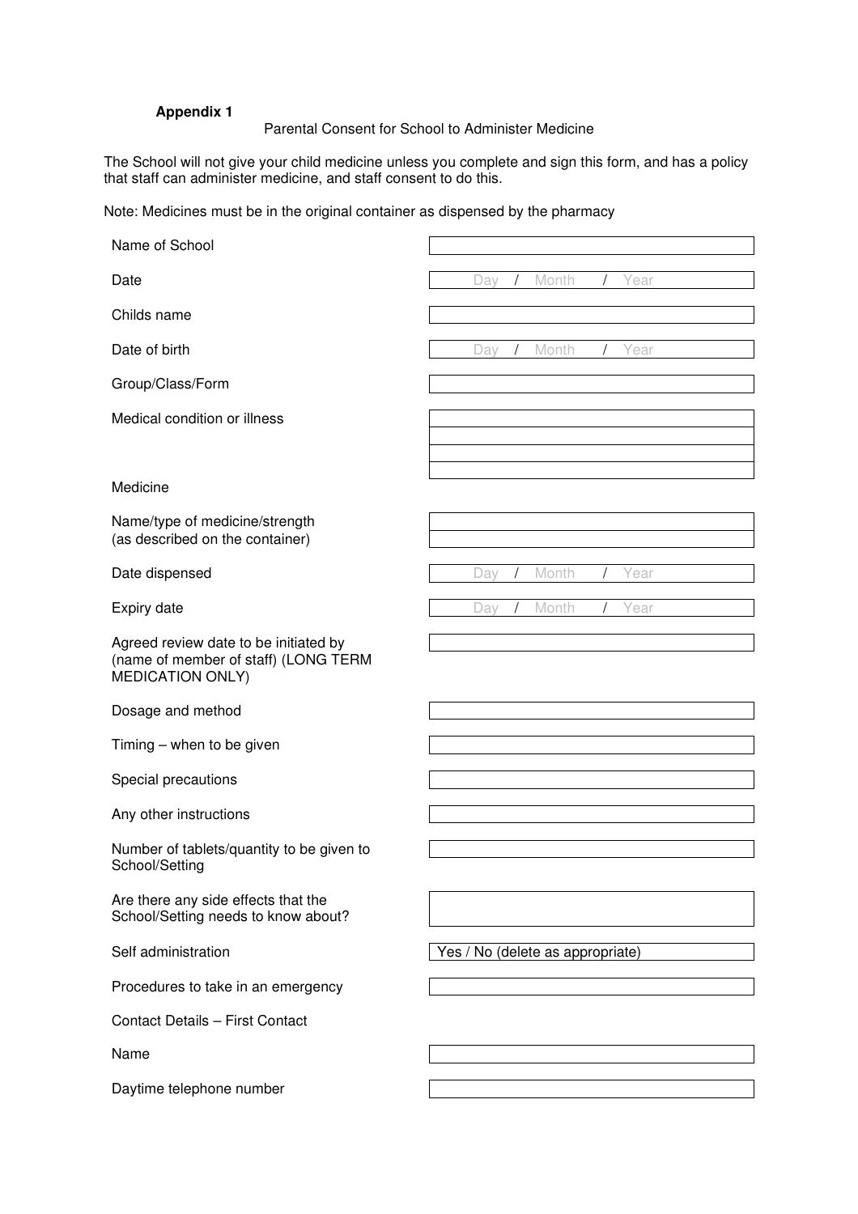**Appendix 1**

Parental Consent for School to Administer Medicine

The School will not give your child medicine unless you complete and sign this form, and has a policy that staff can administer medicine, and staff consent to do this.

Note: Medicines must be in the original container as dispensed by the pharmacy

| | |
|---|---|
| Name of School | |
| Date | Day / Month / Year |
| Childs name | |
| Date of birth | Day / Month / Year |
| Group/Class/Form | |
| Medical condition or illness | |
| Medicine | |
| Name/type of medicine/strength (as described on the container) | |
| Date dispensed | Day / Month / Year |
| Expiry date | Day / Month / Year |
| Agreed review date to be initiated by (name of member of staff) (LONG TERM MEDICATION ONLY) | |
| Dosage and method | |
| Timing – when to be given | |
| Special precautions | |
| Any other instructions | |
| Number of tablets/quantity to be given to School/Setting | |
| Are there any side effects that the School/Setting needs to know about? | |
| Self administration | Yes / No (delete as appropriate) |
| Procedures to take in an emergency | |
| Contact Details – First Contact | |
| Name | |
| Daytime telephone number | |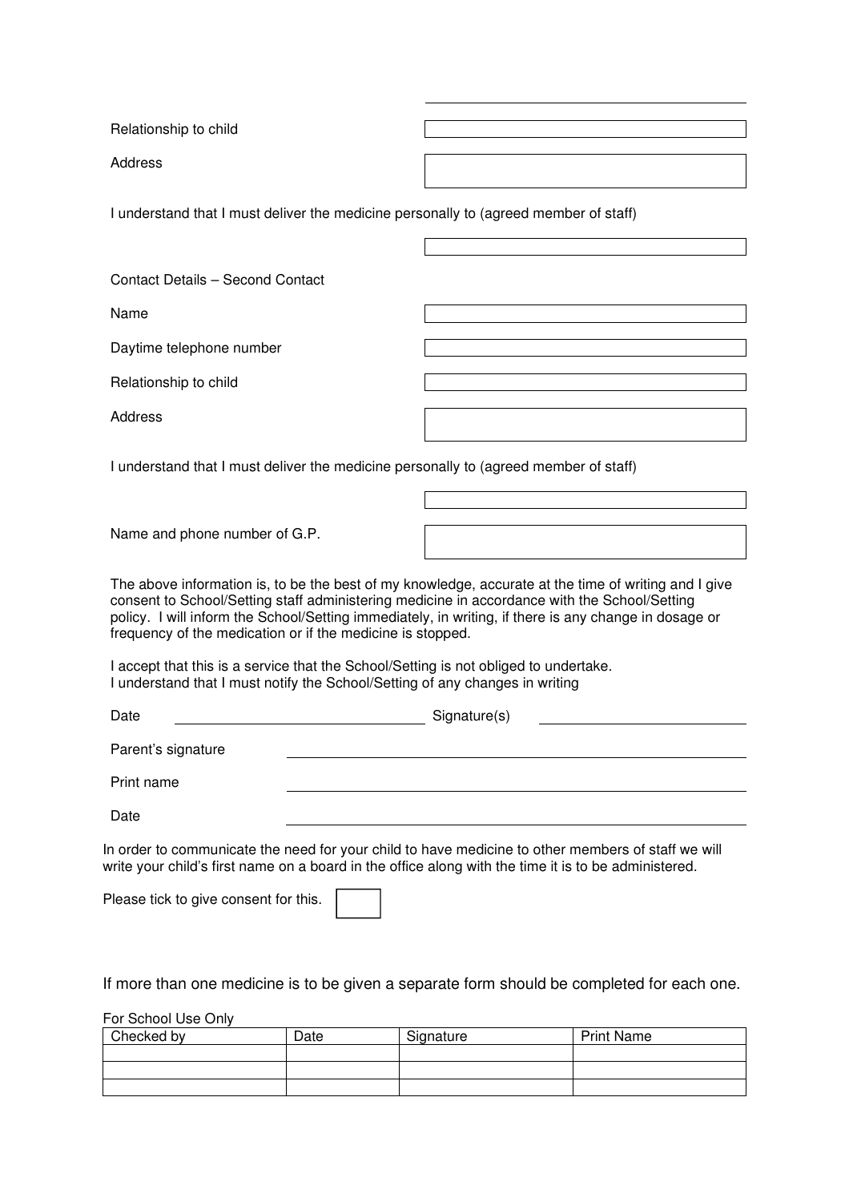Relationship to child

Address

I understand that I must deliver the medicine personally to (agreed member of staff)

Contact Details – Second Contact

Name

Daytime telephone number

Relationship to child

Address

I understand that I must deliver the medicine personally to (agreed member of staff)

Name and phone number of G.P.

The above information is, to be the best of my knowledge, accurate at the time of writing and I give consent to School/Setting staff administering medicine in accordance with the School/Setting policy. I will inform the School/Setting immediately, in writing, if there is any change in dosage or frequency of the medication or if the medicine is stopped.

I accept that this is a service that the School/Setting is not obliged to undertake.
I understand that I must notify the School/Setting of any changes in writing

Date ____________________ Signature(s) ____________________

Parent's signature ____________________

Print name ____________________

Date ____________________

In order to communicate the need for your child to have medicine to other members of staff we will write your child's first name on a board in the office along with the time it is to be administered.

Please tick to give consent for this. ☐

If more than one medicine is to be given a separate form should be completed for each one.

For School Use Only

| Checked by | Date | Signature | Print Name |
| --- | --- | --- | --- |
| | | | |
| | | | |
| | | | |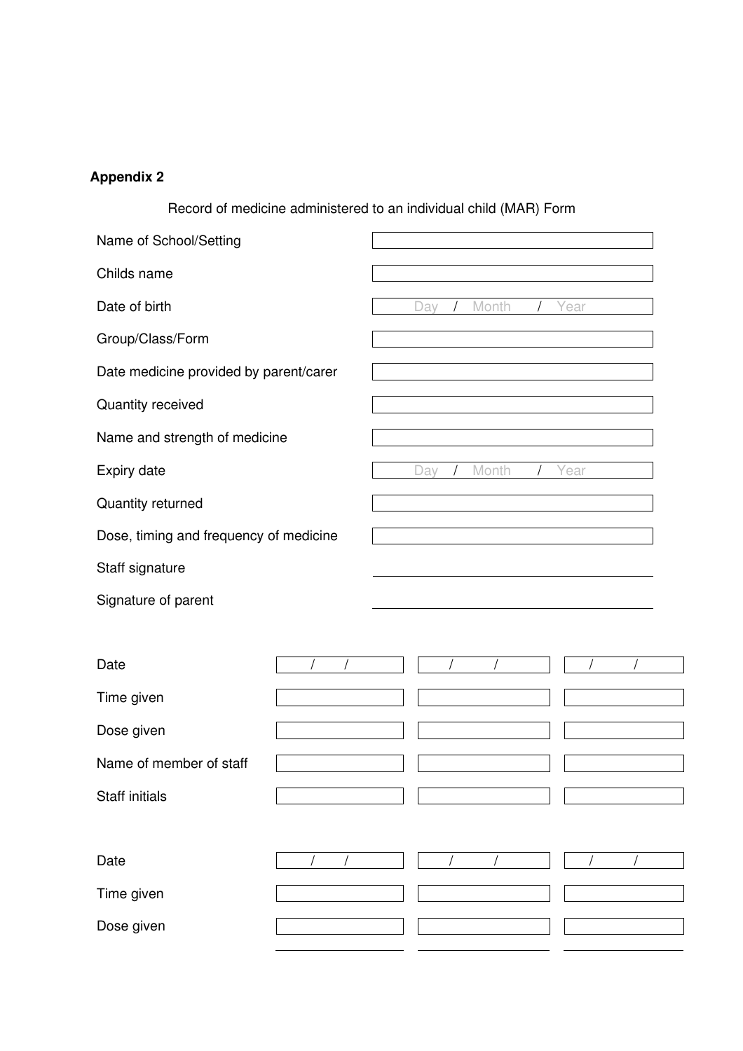**Appendix 2**

Record of medicine administered to an individual child (MAR) Form

| | |
|---|---|
| Name of School/Setting | |
| Childs name | |
| Date of birth | Day / Month / Year |
| Group/Class/Form | |
| Date medicine provided by parent/carer | |
| Quantity received | |
| Name and strength of medicine | |
| Expiry date | Day / Month / Year |
| Quantity returned | |
| Dose, timing and frequency of medicine | |
| Staff signature | |
| Signature of parent | |

| | | | |
|---|---|---|---|
| Date | / / | / / | / / |
| Time given | | | |
| Dose given | | | |
| Name of member of staff | | | |
| Staff initials | | | |

| | | | |
|---|---|---|---|
| Date | / / | / / | / / |
| Time given | | | |
| Dose given | | | |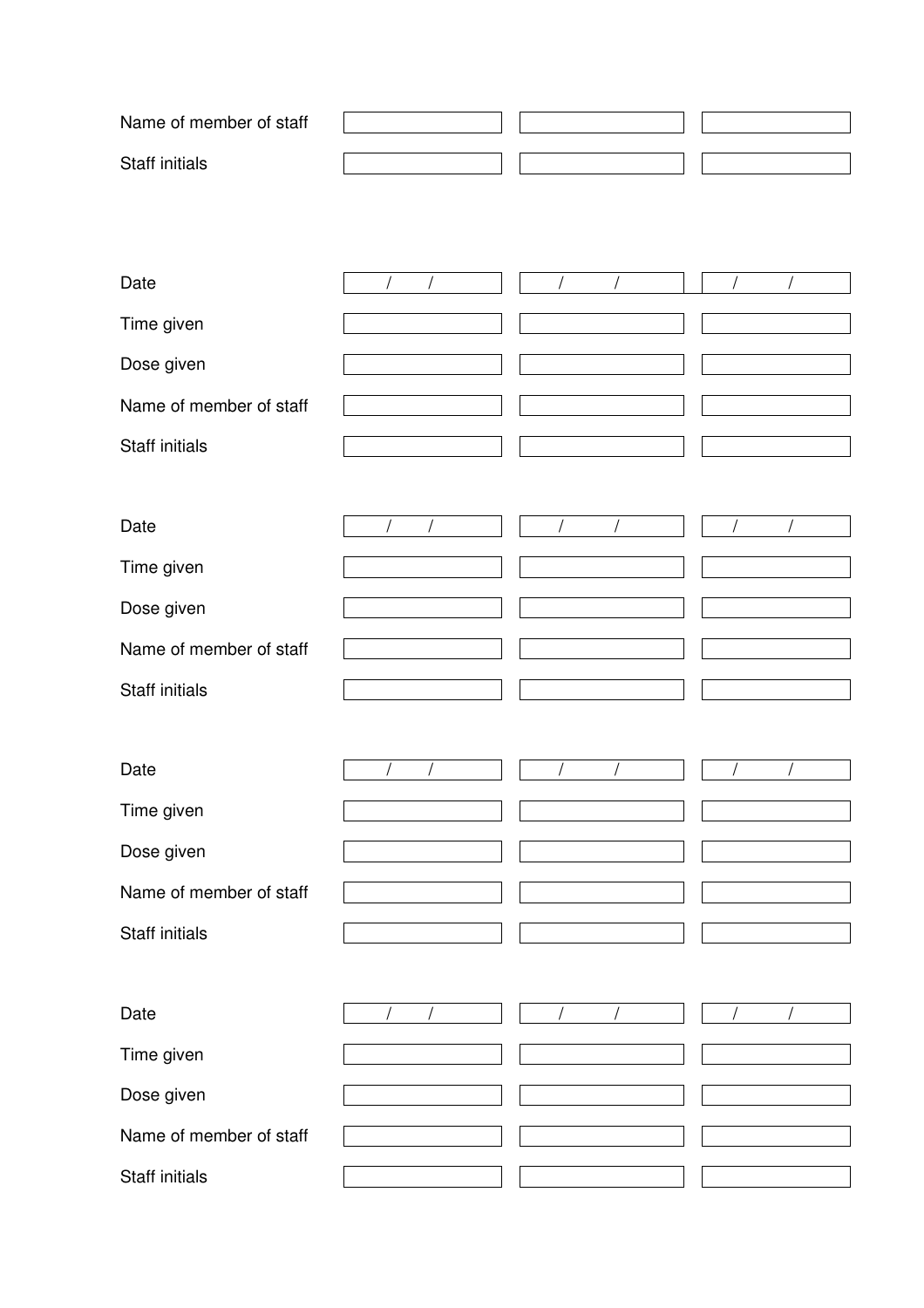| | | | |
|---|---|---|---|
| Name of member of staff | | | |
| Staff initials | | | |

| | | | |
|---|---|---|---|
| Date | / / | / / | / / |
| Time given | | | |
| Dose given | | | |
| Name of member of staff | | | |
| Staff initials | | | |

| | | | |
|---|---|---|---|
| Date | / / | / / | / / |
| Time given | | | |
| Dose given | | | |
| Name of member of staff | | | |
| Staff initials | | | |

| | | | |
|---|---|---|---|
| Date | / / | / / | / / |
| Time given | | | |
| Dose given | | | |
| Name of member of staff | | | |
| Staff initials | | | |

| | | | |
|---|---|---|---|
| Date | / / | / / | / / |
| Time given | | | |
| Dose given | | | |
| Name of member of staff | | | |
| Staff initials | | | |